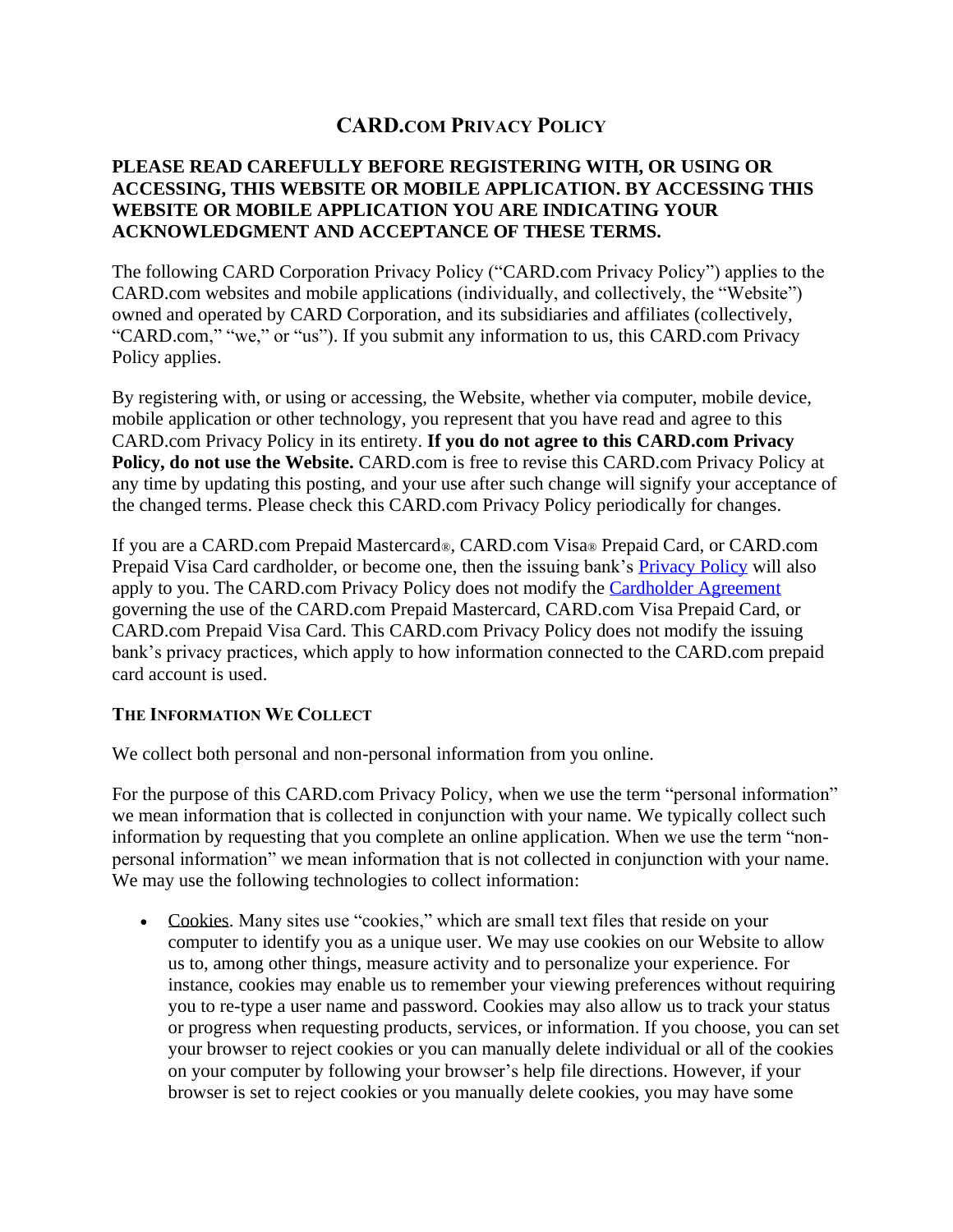# CARD.com Privacy Policy

**PLEASE READ CAREFULLY BEFORE REGISTERING WITH, OR USING OR ACCESSING, THIS WEBSITE OR MOBILE APPLICATION. BY ACCESSING THIS WEBSITE OR MOBILE APPLICATION YOU ARE INDICATING YOUR ACKNOWLEDGMENT AND ACCEPTANCE OF THESE TERMS.**

The following CARD Corporation Privacy Policy ("CARD.com Privacy Policy") applies to the CARD.com websites and mobile applications (individually, and collectively, the "Website") owned and operated by CARD Corporation, and its subsidiaries and affiliates (collectively, "CARD.com," "we," or "us"). If you submit any information to us, this CARD.com Privacy Policy applies.

By registering with, or using or accessing, the Website, whether via computer, mobile device, mobile application or other technology, you represent that you have read and agree to this CARD.com Privacy Policy in its entirety. **If you do not agree to this CARD.com Privacy Policy, do not use the Website.** CARD.com is free to revise this CARD.com Privacy Policy at any time by updating this posting, and your use after such change will signify your acceptance of the changed terms. Please check this CARD.com Privacy Policy periodically for changes.

If you are a CARD.com Prepaid Mastercard®, CARD.com Visa® Prepaid Card, or CARD.com Prepaid Visa Card cardholder, or become one, then the issuing bank's [Privacy Policy] will also apply to you. The CARD.com Privacy Policy does not modify the [Cardholder Agreement] governing the use of the CARD.com Prepaid Mastercard, CARD.com Visa Prepaid Card, or CARD.com Prepaid Visa Card. This CARD.com Privacy Policy does not modify the issuing bank's privacy practices, which apply to how information connected to the CARD.com prepaid card account is used.

## The Information We Collect

We collect both personal and non-personal information from you online.

For the purpose of this CARD.com Privacy Policy, when we use the term "personal information" we mean information that is collected in conjunction with your name. We typically collect such information by requesting that you complete an online application. When we use the term "non-personal information" we mean information that is not collected in conjunction with your name. We may use the following technologies to collect information:

- Cookies. Many sites use "cookies," which are small text files that reside on your computer to identify you as a unique user. We may use cookies on our Website to allow us to, among other things, measure activity and to personalize your experience. For instance, cookies may enable us to remember your viewing preferences without requiring you to re-type a user name and password. Cookies may also allow us to track your status or progress when requesting products, services, or information. If you choose, you can set your browser to reject cookies or you can manually delete individual or all of the cookies on your computer by following your browser's help file directions. However, if your browser is set to reject cookies or you manually delete cookies, you may have some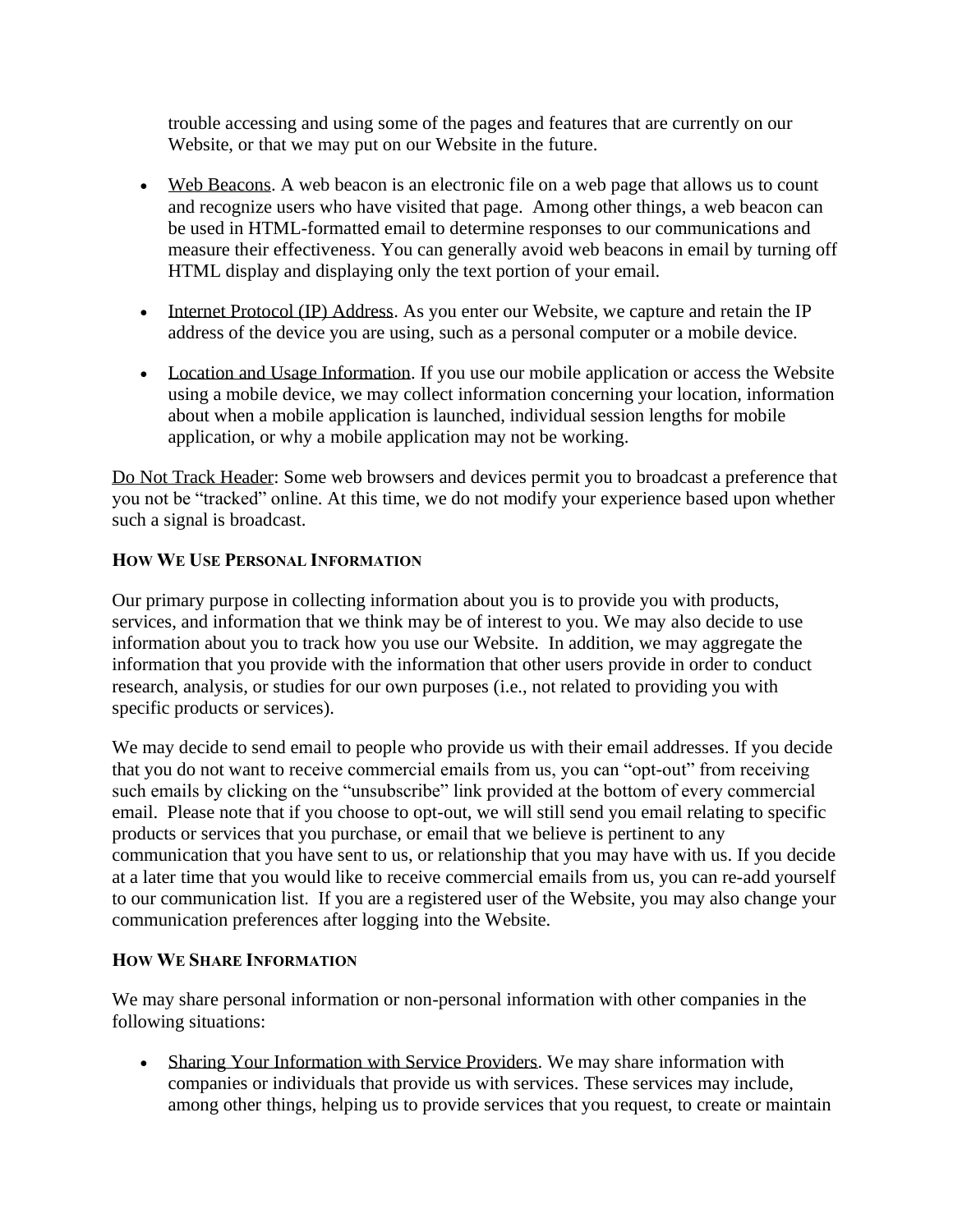trouble accessing and using some of the pages and features that are currently on our Website, or that we may put on our Website in the future.

- Web Beacons. A web beacon is an electronic file on a web page that allows us to count and recognize users who have visited that page. Among other things, a web beacon can be used in HTML-formatted email to determine responses to our communications and measure their effectiveness. You can generally avoid web beacons in email by turning off HTML display and displaying only the text portion of your email.

- Internet Protocol (IP) Address. As you enter our Website, we capture and retain the IP address of the device you are using, such as a personal computer or a mobile device.

- Location and Usage Information. If you use our mobile application or access the Website using a mobile device, we may collect information concerning your location, information about when a mobile application is launched, individual session lengths for mobile application, or why a mobile application may not be working.

Do Not Track Header: Some web browsers and devices permit you to broadcast a preference that you not be "tracked" online. At this time, we do not modify your experience based upon whether such a signal is broadcast.

### How We Use Personal Information

Our primary purpose in collecting information about you is to provide you with products, services, and information that we think may be of interest to you. We may also decide to use information about you to track how you use our Website. In addition, we may aggregate the information that you provide with the information that other users provide in order to conduct research, analysis, or studies for our own purposes (i.e., not related to providing you with specific products or services).

We may decide to send email to people who provide us with their email addresses. If you decide that you do not want to receive commercial emails from us, you can "opt-out" from receiving such emails by clicking on the "unsubscribe" link provided at the bottom of every commercial email. Please note that if you choose to opt-out, we will still send you email relating to specific products or services that you purchase, or email that we believe is pertinent to any communication that you have sent to us, or relationship that you may have with us. If you decide at a later time that you would like to receive commercial emails from us, you can re-add yourself to our communication list. If you are a registered user of the Website, you may also change your communication preferences after logging into the Website.

### How We Share Information

We may share personal information or non-personal information with other companies in the following situations:

- Sharing Your Information with Service Providers. We may share information with companies or individuals that provide us with services. These services may include, among other things, helping us to provide services that you request, to create or maintain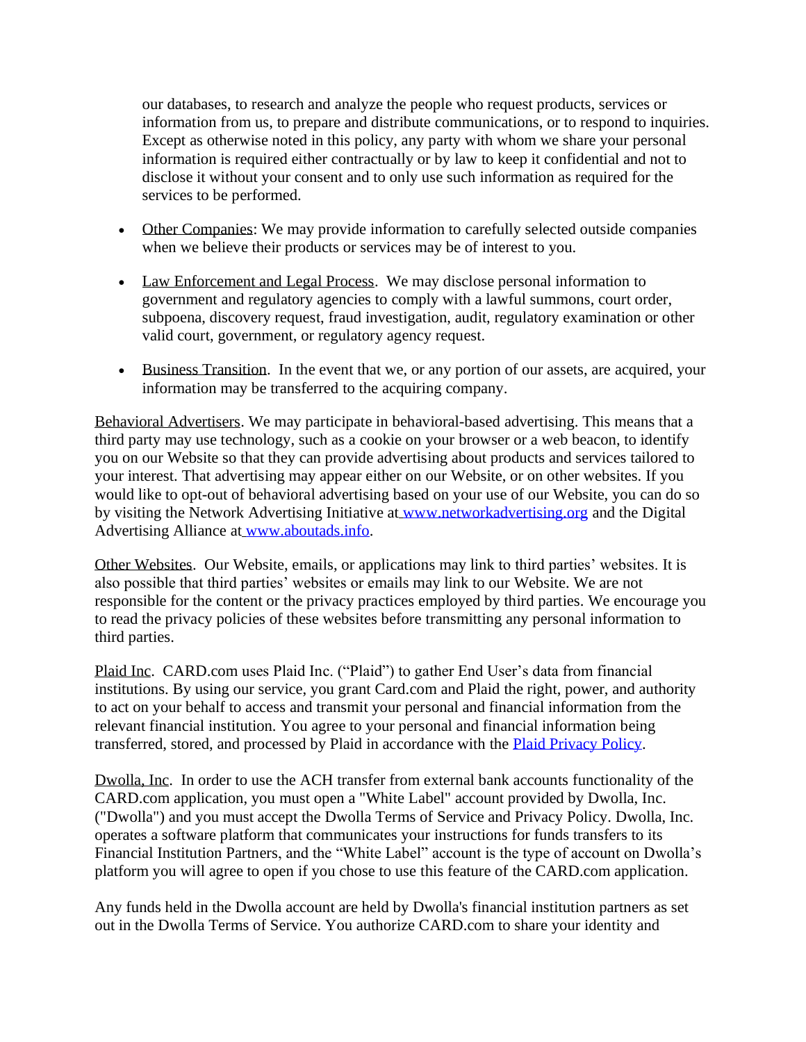our databases, to research and analyze the people who request products, services or information from us, to prepare and distribute communications, or to respond to inquiries. Except as otherwise noted in this policy, any party with whom we share your personal information is required either contractually or by law to keep it confidential and not to disclose it without your consent and to only use such information as required for the services to be performed.

- Other Companies: We may provide information to carefully selected outside companies when we believe their products or services may be of interest to you.

- Law Enforcement and Legal Process. We may disclose personal information to government and regulatory agencies to comply with a lawful summons, court order, subpoena, discovery request, fraud investigation, audit, regulatory examination or other valid court, government, or regulatory agency request.

- Business Transition. In the event that we, or any portion of our assets, are acquired, your information may be transferred to the acquiring company.

Behavioral Advertisers. We may participate in behavioral-based advertising. This means that a third party may use technology, such as a cookie on your browser or a web beacon, to identify you on our Website so that they can provide advertising about products and services tailored to your interest. That advertising may appear either on our Website, or on other websites. If you would like to opt-out of behavioral advertising based on your use of our Website, you can do so by visiting the Network Advertising Initiative at [www.networkadvertising.org](http://www.networkadvertising.org) and the Digital Advertising Alliance at [www.aboutads.info](http://www.aboutads.info).

Other Websites. Our Website, emails, or applications may link to third parties' websites. It is also possible that third parties' websites or emails may link to our Website. We are not responsible for the content or the privacy practices employed by third parties. We encourage you to read the privacy policies of these websites before transmitting any personal information to third parties.

Plaid Inc. CARD.com uses Plaid Inc. ("Plaid") to gather End User's data from financial institutions. By using our service, you grant Card.com and Plaid the right, power, and authority to act on your behalf to access and transmit your personal and financial information from the relevant financial institution. You agree to your personal and financial information being transferred, stored, and processed by Plaid in accordance with the Plaid Privacy Policy.

Dwolla, Inc. In order to use the ACH transfer from external bank accounts functionality of the CARD.com application, you must open a "White Label" account provided by Dwolla, Inc. ("Dwolla") and you must accept the Dwolla Terms of Service and Privacy Policy. Dwolla, Inc. operates a software platform that communicates your instructions for funds transfers to its Financial Institution Partners, and the "White Label" account is the type of account on Dwolla's platform you will agree to open if you chose to use this feature of the CARD.com application.

Any funds held in the Dwolla account are held by Dwolla's financial institution partners as set out in the Dwolla Terms of Service. You authorize CARD.com to share your identity and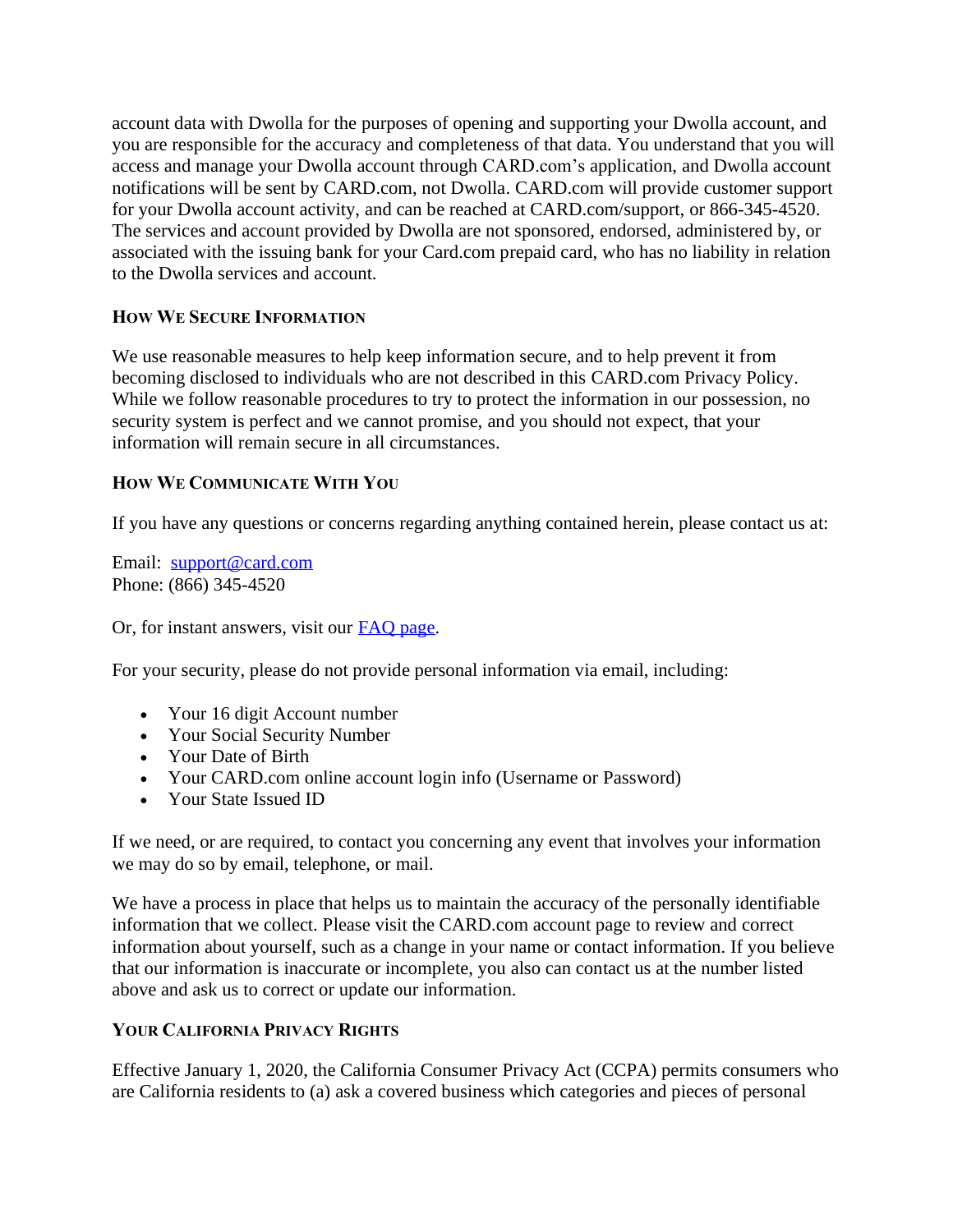account data with Dwolla for the purposes of opening and supporting your Dwolla account, and you are responsible for the accuracy and completeness of that data. You understand that you will access and manage your Dwolla account through CARD.com's application, and Dwolla account notifications will be sent by CARD.com, not Dwolla. CARD.com will provide customer support for your Dwolla account activity, and can be reached at CARD.com/support, or 866-345-4520. The services and account provided by Dwolla are not sponsored, endorsed, administered by, or associated with the issuing bank for your Card.com prepaid card, who has no liability in relation to the Dwolla services and account.

### How We Secure Information

We use reasonable measures to help keep information secure, and to help prevent it from becoming disclosed to individuals who are not described in this CARD.com Privacy Policy. While we follow reasonable procedures to try to protect the information in our possession, no security system is perfect and we cannot promise, and you should not expect, that your information will remain secure in all circumstances.

### How We Communicate With You

If you have any questions or concerns regarding anything contained herein, please contact us at:

Email: [support@card.com](mailto:support@card.com)
Phone: (866) 345-4520

Or, for instant answers, visit our [FAQ page](#).

For your security, please do not provide personal information via email, including:

- Your 16 digit Account number
- Your Social Security Number
- Your Date of Birth
- Your CARD.com online account login info (Username or Password)
- Your State Issued ID

If we need, or are required, to contact you concerning any event that involves your information we may do so by email, telephone, or mail.

We have a process in place that helps us to maintain the accuracy of the personally identifiable information that we collect. Please visit the CARD.com account page to review and correct information about yourself, such as a change in your name or contact information. If you believe that our information is inaccurate or incomplete, you also can contact us at the number listed above and ask us to correct or update our information.

### Your California Privacy Rights

Effective January 1, 2020, the California Consumer Privacy Act (CCPA) permits consumers who are California residents to (a) ask a covered business which categories and pieces of personal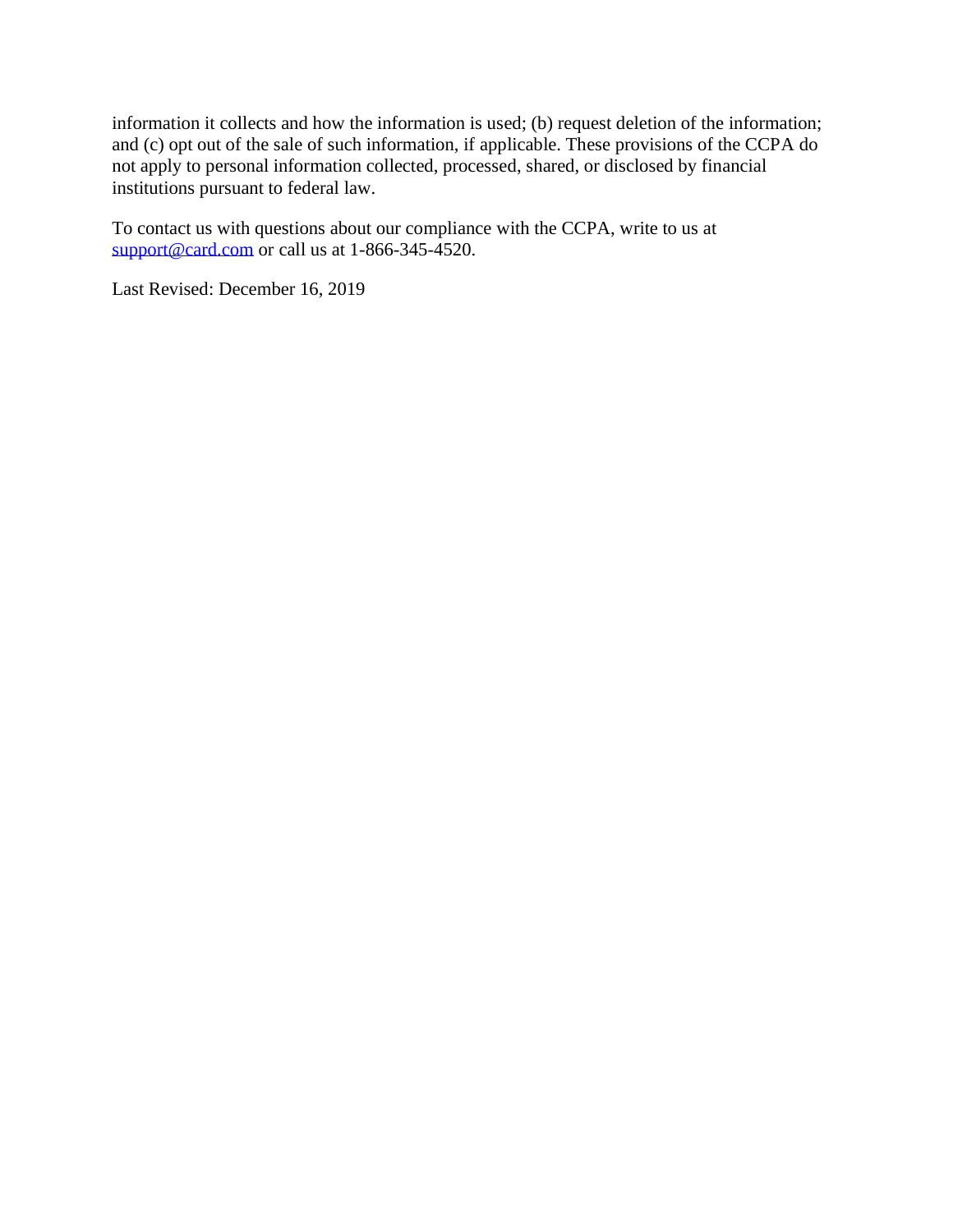information it collects and how the information is used; (b) request deletion of the information; and (c) opt out of the sale of such information, if applicable. These provisions of the CCPA do not apply to personal information collected, processed, shared, or disclosed by financial institutions pursuant to federal law.

To contact us with questions about our compliance with the CCPA, write to us at [support@card.com](mailto:support@card.com) or call us at 1-866-345-4520.

Last Revised: December 16, 2019